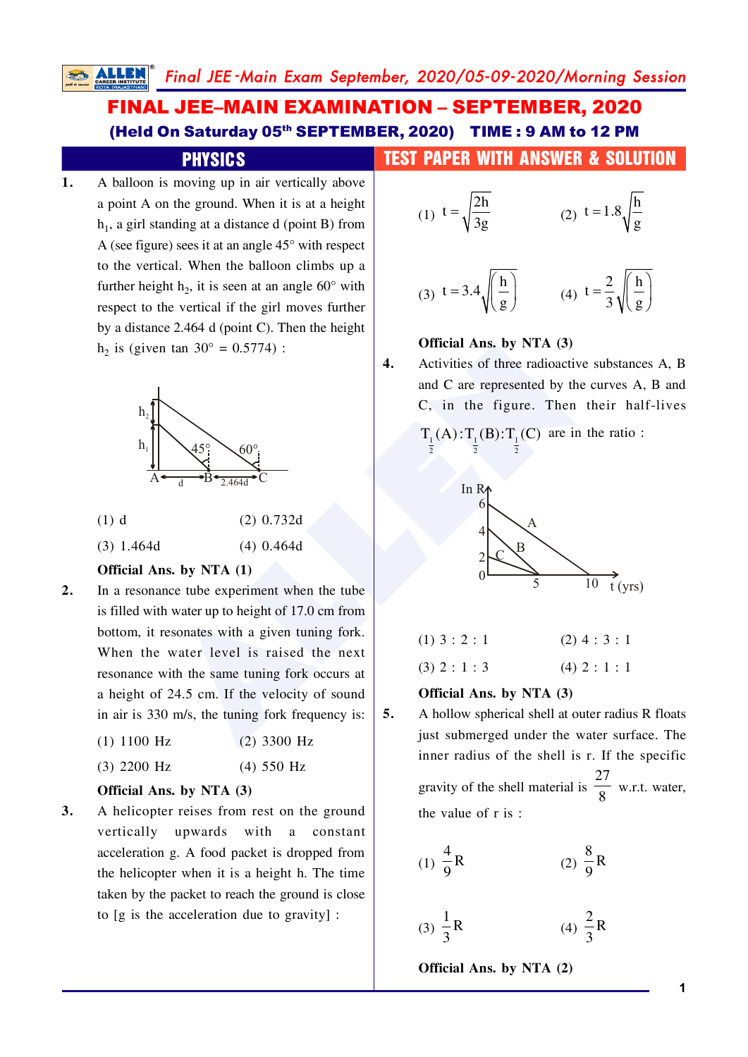# FINAL JEE–MAIN EXAMINATION – SEPTEMBER, 2020

**(Held On Saturday 05th SEPTEMBER, 2020) TIME : 9 AM to 12 PM**

## PHYSICS

## TEST PAPER WITH ANSWER & SOLUTION

**1.** A balloon is moving up in air vertically above a point A on the ground. When it is at a height $h_1$, a girl standing at a distance d (point B) from A (see figure) sees it at an angle 45° with respect to the vertical. When the balloon climbs up a further height $h_2$, it is seen at an angle 60° with respect to the vertical if the girl moves further by a distance 2.464 d (point C). Then the height $h_2$ is (given tan 30° = 0.5774) :

(1) d (2) 0.732d

(3) 1.464d (4) 0.464d

**Official Ans. by NTA (1)**

**2.** In a resonance tube experiment when the tube is filled with water up to height of 17.0 cm from bottom, it resonates with a given tuning fork. When the water level is raised the next resonance with the same tuning fork occurs at a height of 24.5 cm. If the velocity of sound in air is 330 m/s, the tuning fork frequency is:

(1) 1100 Hz (2) 3300 Hz

(3) 2200 Hz (4) 550 Hz

**Official Ans. by NTA (3)**

**3.** A helicopter reises from rest on the ground vertically upwards with a constant acceleration g. A food packet is dropped from the helicopter when it is a height h. The time taken by the packet to reach the ground is close to [g is the acceleration due to gravity] :

(1) $t = \sqrt{\frac{2h}{3g}}$ (2) $t = 1.8\sqrt{\frac{h}{g}}$

(3) $t = 3.4\sqrt{\left(\frac{h}{g}\right)}$ (4) $t = \frac{2}{3}\sqrt{\left(\frac{h}{g}\right)}$

**Official Ans. by NTA (3)**

**4.** Activities of three radioactive substances A, B and C are represented by the curves A, B and C, in the figure. Then their half-lives $T_{\frac{1}{2}}(A) : T_{\frac{1}{2}}(B) : T_{\frac{1}{2}}(C)$ are in the ratio :

(1) 3 : 2 : 1 (2) 4 : 3 : 1

(3) 2 : 1 : 3 (4) 2 : 1 : 1

**Official Ans. by NTA (3)**

**5.** A hollow spherical shell at outer radius R floats just submerged under the water surface. The inner radius of the shell is r. If the specific gravity of the shell material is $\frac{27}{8}$ w.r.t. water, the value of r is :

(1) $\frac{4}{9}R$ (2) $\frac{8}{9}R$

(3) $\frac{1}{3}R$ (4) $\frac{2}{3}R$

**Official Ans. by NTA (2)**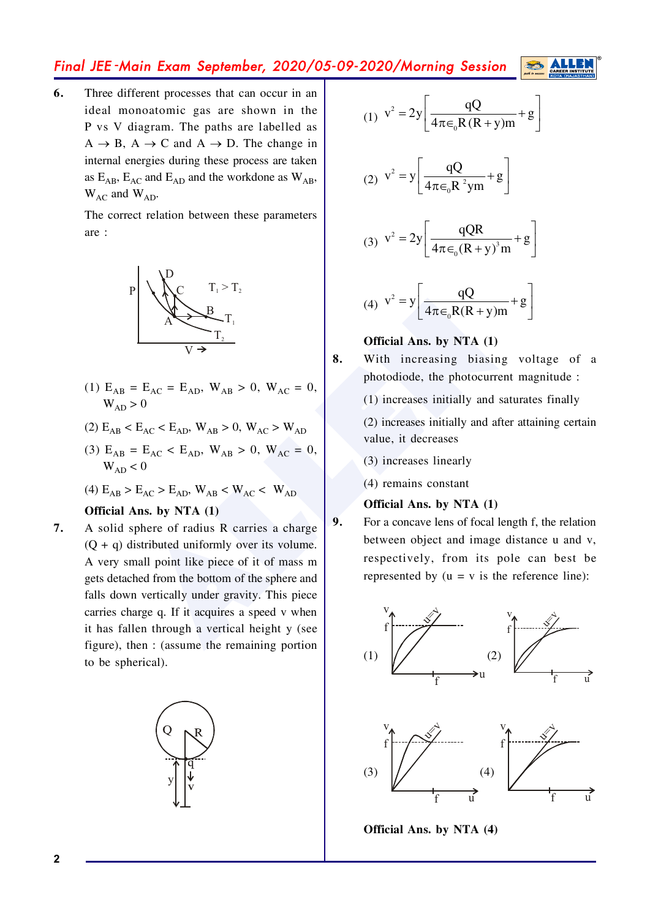**6.** Three different processes that can occur in an ideal monoatomic gas are shown in the P vs V diagram. The paths are labelled as $A \rightarrow B$, $A \rightarrow C$ and $A \rightarrow D$. The change in internal energies during these process are taken as $E_{AB}$, $E_{AC}$ and $E_{AD}$ and the workdone as $W_{AB}$, $W_{AC}$ and $W_{AD}$.

The correct relation between these parameters are :

(1) $E_{AB} = E_{AC} = E_{AD}$, $W_{AB} > 0$, $W_{AC} = 0$, $W_{AD} > 0$

(2) $E_{AB} < E_{AC} < E_{AD}$, $W_{AB} > 0$, $W_{AC} > W_{AD}$

(3) $E_{AB} = E_{AC} < E_{AD}$, $W_{AB} > 0$, $W_{AC} = 0$, $W_{AD} < 0$

(4) $E_{AB} > E_{AC} > E_{AD}$, $W_{AB} < W_{AC} < W_{AD}$

**Official Ans. by NTA (1)**

**7.** A solid sphere of radius R carries a charge (Q + q) distributed uniformly over its volume. A very small point like piece of it of mass m gets detached from the bottom of the sphere and falls down vertically under gravity. This piece carries charge q. If it acquires a speed v when it has fallen through a vertical height y (see figure), then : (assume the remaining portion to be spherical).

(1) $v^2 = 2y\left[\frac{qQ}{4\pi\epsilon_0 R(R+y)m} + g\right]$

(2) $v^2 = y\left[\frac{qQ}{4\pi\epsilon_0 R^2 ym} + g\right]$

(3) $v^2 = 2y\left[\frac{qQR}{4\pi\epsilon_0 (R+y)^3 m} + g\right]$

(4) $v^2 = y\left[\frac{qQ}{4\pi\epsilon_0 R(R+y)m} + g\right]$

**Official Ans. by NTA (1)**

**8.** With increasing biasing voltage of a photodiode, the photocurrent magnitude :

(1) increases initially and saturates finally

(2) increases initially and after attaining certain value, it decreases

(3) increases linearly

(4) remains constant

**Official Ans. by NTA (1)**

**9.** For a concave lens of focal length f, the relation between object and image distance u and v, respectively, from its pole can best be represented by (u = v is the reference line):

(1) (2) (3) (4)

**Official Ans. by NTA (4)**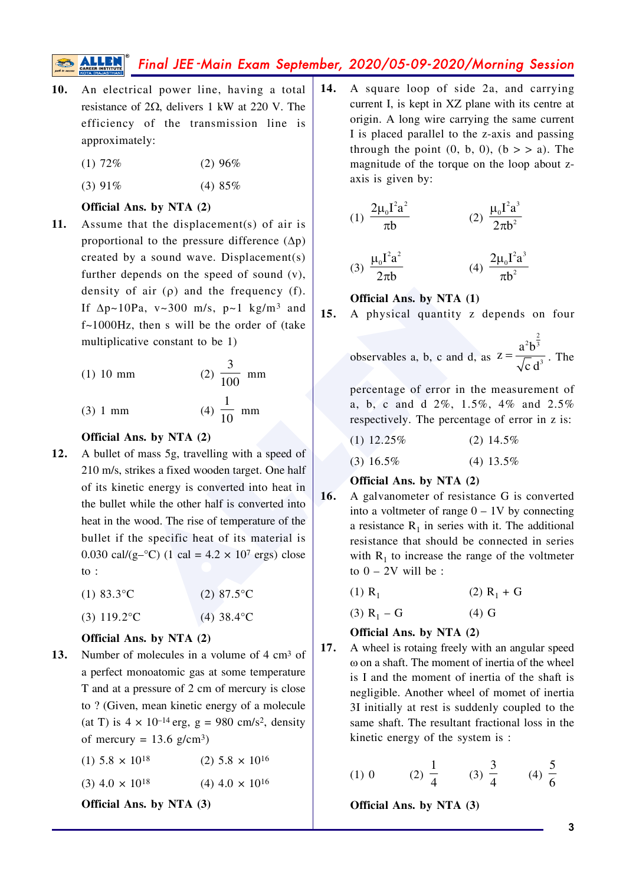**10.** An electrical power line, having a total resistance of 2Ω, delivers 1 kW at 220 V. The efficiency of the transmission line is approximately:

(1) 72% (2) 96%

(3) 91% (4) 85%

**Official Ans. by NTA (2)**

**11.** Assume that the displacement(s) of air is proportional to the pressure difference (Δp) created by a sound wave. Displacement(s) further depends on the speed of sound (v), density of air (ρ) and the frequency (f). If Δp~10Pa, v~300 m/s, ρ~1 kg/m³ and f~1000Hz, then s will be the order of (take multiplicative constant to be 1)

(1) 10 mm (2) $\frac{3}{100}$ mm

(3) 1 mm (4) $\frac{1}{10}$ mm

**Official Ans. by NTA (2)**

**12.** A bullet of mass 5g, travelling with a speed of 210 m/s, strikes a fixed wooden target. One half of its kinetic energy is converted into heat in the bullet while the other half is converted into heat in the wood. The rise of temperature of the bullet if the specific heat of its material is 0.030 cal/(g–°C) (1 cal = 4.2 × $10^7$ ergs) close to :

(1) 83.3°C (2) 87.5°C

(3) 119.2°C (4) 38.4°C

**Official Ans. by NTA (2)**

**13.** Number of molecules in a volume of 4 cm³ of a perfect monoatomic gas at some temperature T and at a pressure of 2 cm of mercury is close to ? (Given, mean kinetic energy of a molecule (at T) is 4 × $10^{-14}$ erg, g = 980 cm/s², density of mercury = 13.6 g/cm³)

(1) 5.8 × $10^{18}$ (2) 5.8 × $10^{16}$

(3) 4.0 × $10^{18}$ (4) 4.0 × $10^{16}$

**Official Ans. by NTA (3)**

**14.** A square loop of side 2a, and carrying current I, is kept in XZ plane with its centre at origin. A long wire carrying the same current I is placed parallel to the z-axis and passing through the point (0, b, 0), (b > > a). The magnitude of the torque on the loop about z-axis is given by:

(1) $\frac{2\mu_0 I^2 a^2}{\pi b}$ (2) $\frac{\mu_0 I^2 a^3}{2\pi b^2}$

(3) $\frac{\mu_0 I^2 a^2}{2\pi b}$ (4) $\frac{2\mu_0 I^2 a^3}{\pi b^2}$

**Official Ans. by NTA (1)**

**15.** A physical quantity z depends on four observables a, b, c and d, as $z = \frac{a^2 b^{\frac{2}{3}}}{\sqrt{c}\, d^3}$. The percentage of error in the measurement of a, b, c and d 2%, 1.5%, 4% and 2.5% respectively. The percentage of error in z is:

(1) 12.25% (2) 14.5%

(3) 16.5% (4) 13.5%

**Official Ans. by NTA (2)**

**16.** A galvanometer of resistance G is converted into a voltmeter of range 0 – 1V by connecting a resistance $R_1$ in series with it. The additional resistance that should be connected in series with $R_1$ to increase the range of the voltmeter to 0 – 2V will be :

(1) $R_1$ (2) $R_1$ + G

(3) $R_1$ – G (4) G

**Official Ans. by NTA (2)**

**17.** A wheel is rotaing freely with an angular speed ω on a shaft. The moment of inertia of the wheel is I and the moment of inertia of the shaft is negligible. Another wheel of momet of inertia 3I initially at rest is suddenly coupled to the same shaft. The resultant fractional loss in the kinetic energy of the system is :

(1) 0 (2) $\frac{1}{4}$ (3) $\frac{3}{4}$ (4) $\frac{5}{6}$

**Official Ans. by NTA (3)**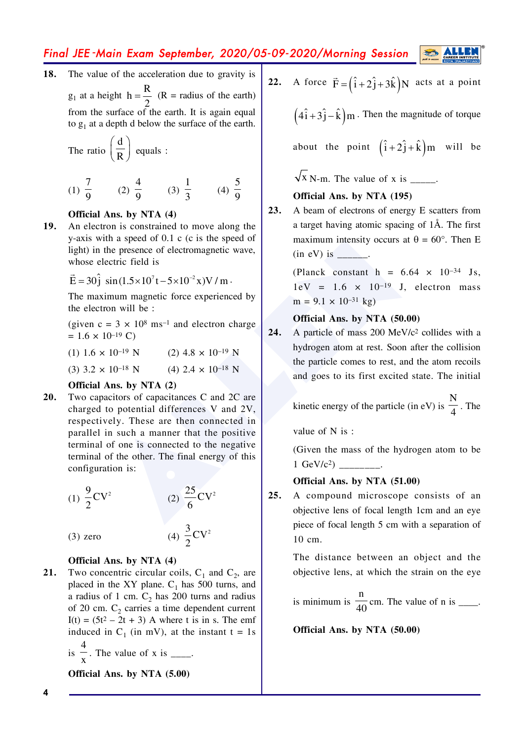**18.** The value of the acceleration due to gravity is $g_1$ at a height $h = \frac{R}{2}$ (R = radius of the earth) from the surface of the earth. It is again equal to $g_1$ at a depth d below the surface of the earth. The ratio $\left(\frac{d}{R}\right)$ equals :

(1) $\frac{7}{9}$ (2) $\frac{4}{9}$ (3) $\frac{1}{3}$ (4) $\frac{5}{9}$

**Official Ans. by NTA (4)**

**19.** An electron is constrained to move along the y-axis with a speed of 0.1 c (c is the speed of light) in the presence of electromagnetic wave, whose electric field is

$\vec{E} = 30\hat{j}\ \sin(1.5\times10^{7}t - 5\times10^{-2}x)\text{V/m}$.

The maximum magnetic force experienced by the electron will be :

(given c = $3 \times 10^8$ ms$^{-1}$ and electron charge = $1.6 \times 10^{-19}$ C)

(1) $1.6 \times 10^{-19}$ N (2) $4.8 \times 10^{-19}$ N

(3) $3.2 \times 10^{-18}$ N (4) $2.4 \times 10^{-18}$ N

**Official Ans. by NTA (2)**

**20.** Two capacitors of capacitances C and 2C are charged to potential differences V and 2V, respectively. These are then connected in parallel in such a manner that the positive terminal of one is connected to the negative terminal of the other. The final energy of this configuration is:

(1) $\frac{9}{2}CV^2$ (2) $\frac{25}{6}CV^2$

(3) zero (4) $\frac{3}{2}CV^2$

**Official Ans. by NTA (4)**

**21.** Two concentric circular coils, $C_1$ and $C_2$, are placed in the XY plane. $C_1$ has 500 turns, and a radius of 1 cm. $C_2$ has 200 turns and radius of 20 cm. $C_2$ carries a time dependent current $I(t) = (5t^2 - 2t + 3)$ A where t is in s. The emf induced in $C_1$ (in mV), at the instant t = 1s is $\frac{4}{x}$. The value of x is ____.

**Official Ans. by NTA (5.00)**

**22.** A force $\vec{F} = \left(\hat{i} + 2\hat{j} + 3\hat{k}\right)$N acts at a point $\left(4\hat{i} + 3\hat{j} - \hat{k}\right)$m. Then the magnitude of torque about the point $\left(\hat{i} + 2\hat{j} + \hat{k}\right)$m will be $\sqrt{x}$ N-m. The value of x is _____.

**Official Ans. by NTA (195)**

**23.** A beam of electrons of energy E scatters from a target having atomic spacing of 1Å. The first maximum intensity occurs at θ = 60°. Then E (in eV) is ______.

(Planck constant h = $6.64 \times 10^{-34}$ Js, 1eV = $1.6 \times 10^{-19}$ J, electron mass m = $9.1 \times 10^{-31}$ kg)

**Official Ans. by NTA (50.00)**

**24.** A particle of mass 200 MeV/c$^2$ collides with a hydrogen atom at rest. Soon after the collision the particle comes to rest, and the atom recoils and goes to its first excited state. The initial kinetic energy of the particle (in eV) is $\frac{N}{4}$. The value of N is :

(Given the mass of the hydrogen atom to be 1 GeV/c$^2$) ________.

**Official Ans. by NTA (51.00)**

**25.** A compound microscope consists of an objective lens of focal length 1cm and an eye piece of focal length 5 cm with a separation of 10 cm.

The distance between an object and the objective lens, at which the strain on the eye is minimum is $\frac{n}{40}$ cm. The value of n is ____.

**Official Ans. by NTA (50.00)**